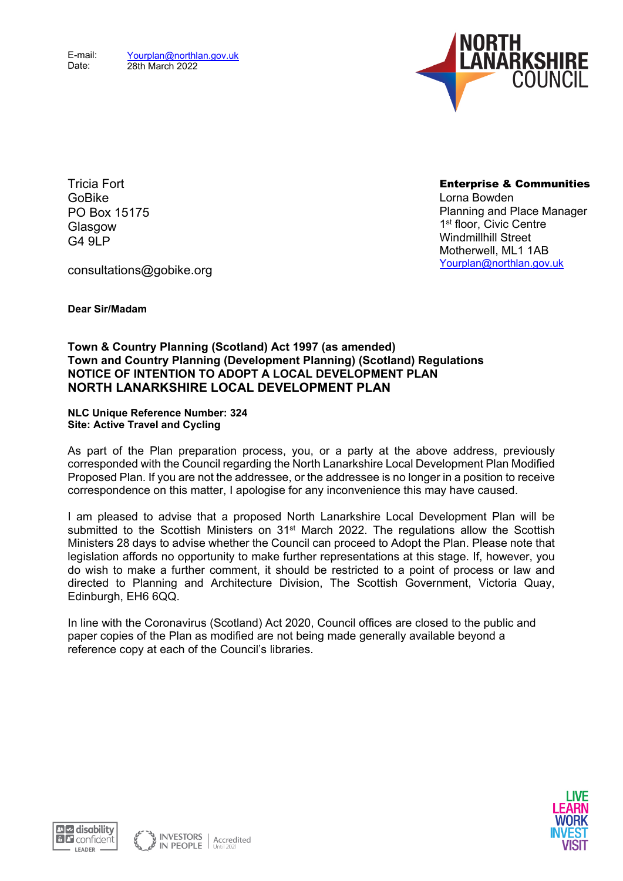E-mail: Yourplan@northlan.gov.uk
Date: 28th March 2022

NORTH LANARKSHIRE COUNCIL

Tricia Fort
GoBike
PO Box 15175
Glasgow
G4 9LP

consultations@gobike.org

**Enterprise & Communities**
Lorna Bowden
Planning and Place Manager
1st floor, Civic Centre
Windmillhill Street
Motherwell, ML1 1AB
Yourplan@northlan.gov.uk

**Dear Sir/Madam**

**Town & Country Planning (Scotland) Act 1997 (as amended)**
**Town and Country Planning (Development Planning) (Scotland) Regulations**
**NOTICE OF INTENTION TO ADOPT A LOCAL DEVELOPMENT PLAN**
**NORTH LANARKSHIRE LOCAL DEVELOPMENT PLAN**

**NLC Unique Reference Number: 324**
**Site: Active Travel and Cycling**

As part of the Plan preparation process, you, or a party at the above address, previously corresponded with the Council regarding the North Lanarkshire Local Development Plan Modified Proposed Plan. If you are not the addressee, or the addressee is no longer in a position to receive correspondence on this matter, I apologise for any inconvenience this may have caused.

I am pleased to advise that a proposed North Lanarkshire Local Development Plan will be submitted to the Scottish Ministers on 31st March 2022. The regulations allow the Scottish Ministers 28 days to advise whether the Council can proceed to Adopt the Plan. Please note that legislation affords no opportunity to make further representations at this stage. If, however, you do wish to make a further comment, it should be restricted to a point of process or law and directed to Planning and Architecture Division, The Scottish Government, Victoria Quay, Edinburgh, EH6 6QQ.

In line with the Coronavirus (Scotland) Act 2020, Council offices are closed to the public and paper copies of the Plan as modified are not being made generally available beyond a reference copy at each of the Council's libraries.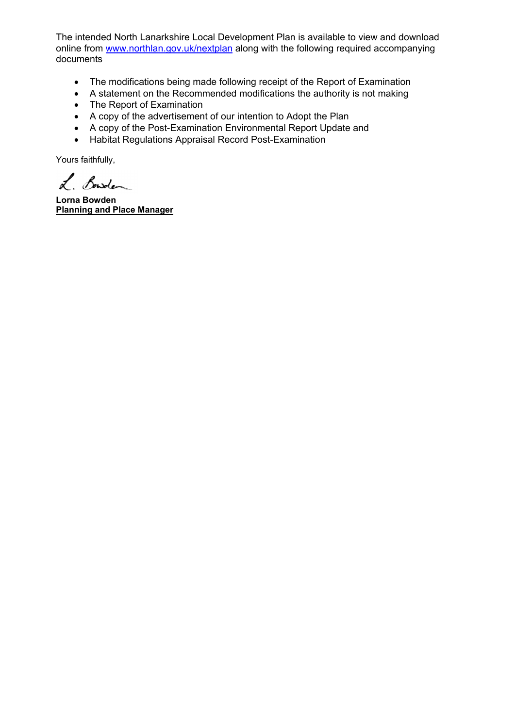The intended North Lanarkshire Local Development Plan is available to view and download online from www.northlan.gov.uk/nextplan along with the following required accompanying documents

- The modifications being made following receipt of the Report of Examination
- A statement on the Recommended modifications the authority is not making
- The Report of Examination
- A copy of the advertisement of our intention to Adopt the Plan
- A copy of the Post-Examination Environmental Report Update and
- Habitat Regulations Appraisal Record Post-Examination

Yours faithfully,

L. Bowden

**Lorna Bowden**
**Planning and Place Manager**